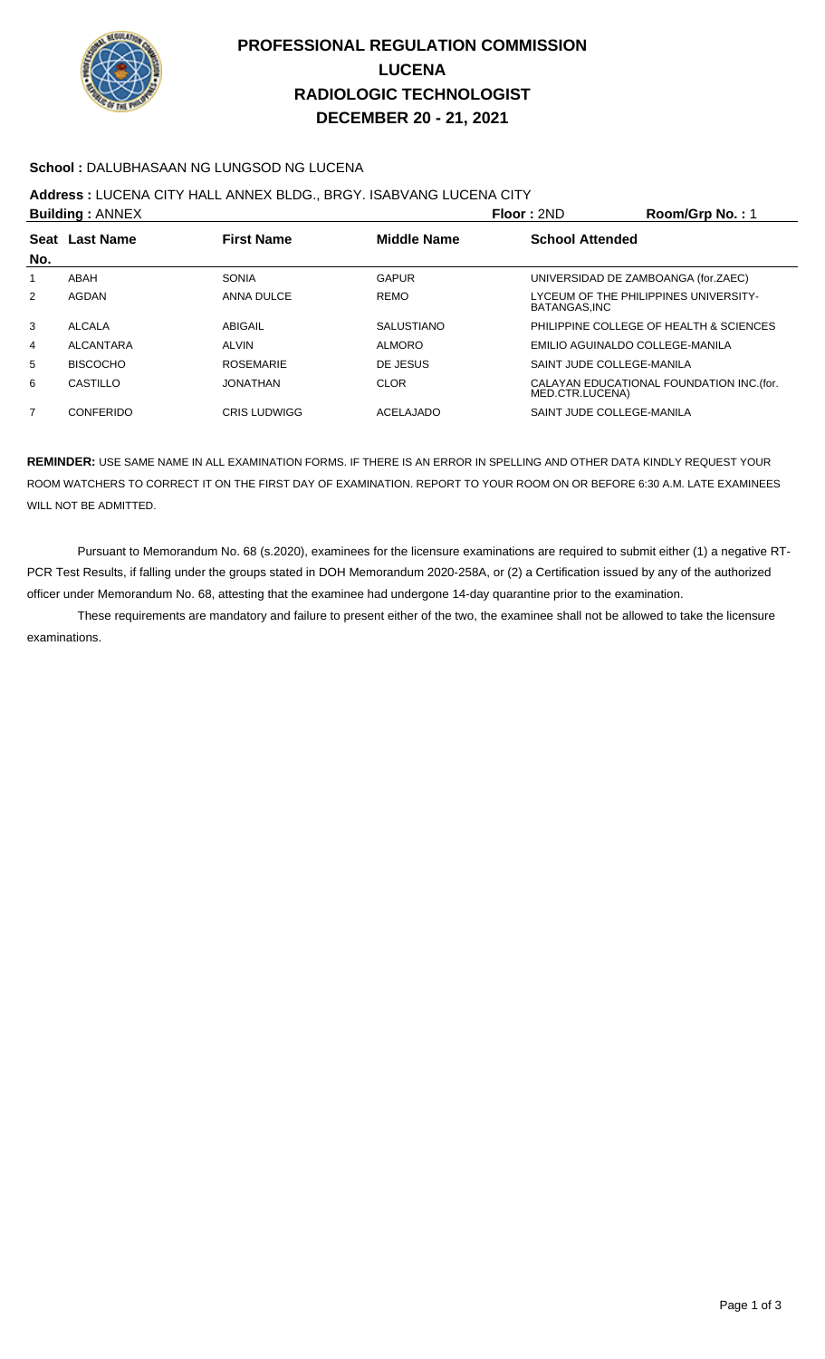# PROFESSIONAL REGULATION COMMISSION
# LUCENA
# RADIOLOGIC TECHNOLOGIST
# DECEMBER 20 - 21, 2021

**School :** DALUBHASAAN NG LUNGSOD NG LUCENA

**Address :** LUCENA CITY HALL ANNEX BLDG., BRGY. ISABVANG LUCENA CITY

**Building :** ANNEX **Floor :** 2ND **Room/Grp No. :** 1

| Seat No. | Last Name | First Name | Middle Name | School Attended |
|---|---|---|---|---|
| 1 | ABAH | SONIA | GAPUR | UNIVERSIDAD DE ZAMBOANGA (for.ZAEC) |
| 2 | AGDAN | ANNA DULCE | REMO | LYCEUM OF THE PHILIPPINES UNIVERSITY-BATANGAS,INC |
| 3 | ALCALA | ABIGAIL | SALUSTIANO | PHILIPPINE COLLEGE OF HEALTH & SCIENCES |
| 4 | ALCANTARA | ALVIN | ALMORO | EMILIO AGUINALDO COLLEGE-MANILA |
| 5 | BISCOCHO | ROSEMARIE | DE JESUS | SAINT JUDE COLLEGE-MANILA |
| 6 | CASTILLO | JONATHAN | CLOR | CALAYAN EDUCATIONAL FOUNDATION INC.(for. MED.CTR.LUCENA) |
| 7 | CONFERIDO | CRIS LUDWIGG | ACELAJADO | SAINT JUDE COLLEGE-MANILA |

**REMINDER:** USE SAME NAME IN ALL EXAMINATION FORMS. IF THERE IS AN ERROR IN SPELLING AND OTHER DATA KINDLY REQUEST YOUR ROOM WATCHERS TO CORRECT IT ON THE FIRST DAY OF EXAMINATION. REPORT TO YOUR ROOM ON OR BEFORE 6:30 A.M. LATE EXAMINEES WILL NOT BE ADMITTED.

Pursuant to Memorandum No. 68 (s.2020), examinees for the licensure examinations are required to submit either (1) a negative RT-PCR Test Results, if falling under the groups stated in DOH Memorandum 2020-258A, or (2) a Certification issued by any of the authorized officer under Memorandum No. 68, attesting that the examinee had undergone 14-day quarantine prior to the examination.

These requirements are mandatory and failure to present either of the two, the examinee shall not be allowed to take the licensure examinations.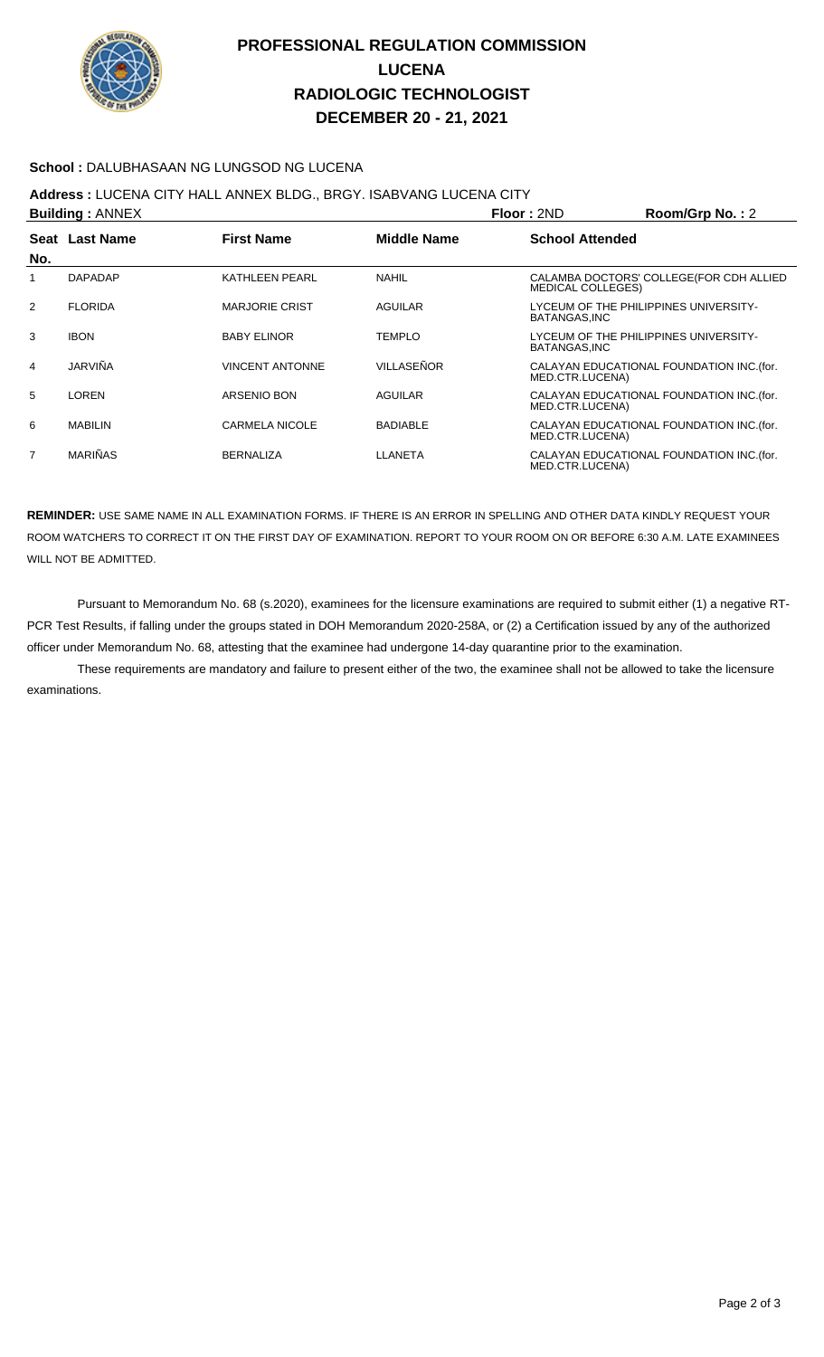# PROFESSIONAL REGULATION COMMISSION
# LUCENA
# RADIOLOGIC TECHNOLOGIST
# DECEMBER 20 - 21, 2021

**School :** DALUBHASAAN NG LUNGSOD NG LUCENA

**Address :** LUCENA CITY HALL ANNEX BLDG., BRGY. ISABVANG LUCENA CITY

**Building :** ANNEX **Floor :** 2ND **Room/Grp No. :** 2

| Seat No. | Last Name | First Name | Middle Name | School Attended |
|---|---|---|---|---|
| 1 | DAPADAP | KATHLEEN PEARL | NAHIL | CALAMBA DOCTORS' COLLEGE(FOR CDH ALLIED MEDICAL COLLEGES) |
| 2 | FLORIDA | MARJORIE CRIST | AGUILAR | LYCEUM OF THE PHILIPPINES UNIVERSITY-BATANGAS,INC |
| 3 | IBON | BABY ELINOR | TEMPLO | LYCEUM OF THE PHILIPPINES UNIVERSITY-BATANGAS,INC |
| 4 | JARVIÑA | VINCENT ANTONNE | VILLASEÑOR | CALAYAN EDUCATIONAL FOUNDATION INC.(for. MED.CTR.LUCENA) |
| 5 | LOREN | ARSENIO BON | AGUILAR | CALAYAN EDUCATIONAL FOUNDATION INC.(for. MED.CTR.LUCENA) |
| 6 | MABILIN | CARMELA NICOLE | BADIABLE | CALAYAN EDUCATIONAL FOUNDATION INC.(for. MED.CTR.LUCENA) |
| 7 | MARIÑAS | BERNALIZA | LLANETA | CALAYAN EDUCATIONAL FOUNDATION INC.(for. MED.CTR.LUCENA) |

**REMINDER:** USE SAME NAME IN ALL EXAMINATION FORMS. IF THERE IS AN ERROR IN SPELLING AND OTHER DATA KINDLY REQUEST YOUR ROOM WATCHERS TO CORRECT IT ON THE FIRST DAY OF EXAMINATION. REPORT TO YOUR ROOM ON OR BEFORE 6:30 A.M. LATE EXAMINEES WILL NOT BE ADMITTED.

Pursuant to Memorandum No. 68 (s.2020), examinees for the licensure examinations are required to submit either (1) a negative RT-PCR Test Results, if falling under the groups stated in DOH Memorandum 2020-258A, or (2) a Certification issued by any of the authorized officer under Memorandum No. 68, attesting that the examinee had undergone 14-day quarantine prior to the examination.

These requirements are mandatory and failure to present either of the two, the examinee shall not be allowed to take the licensure examinations.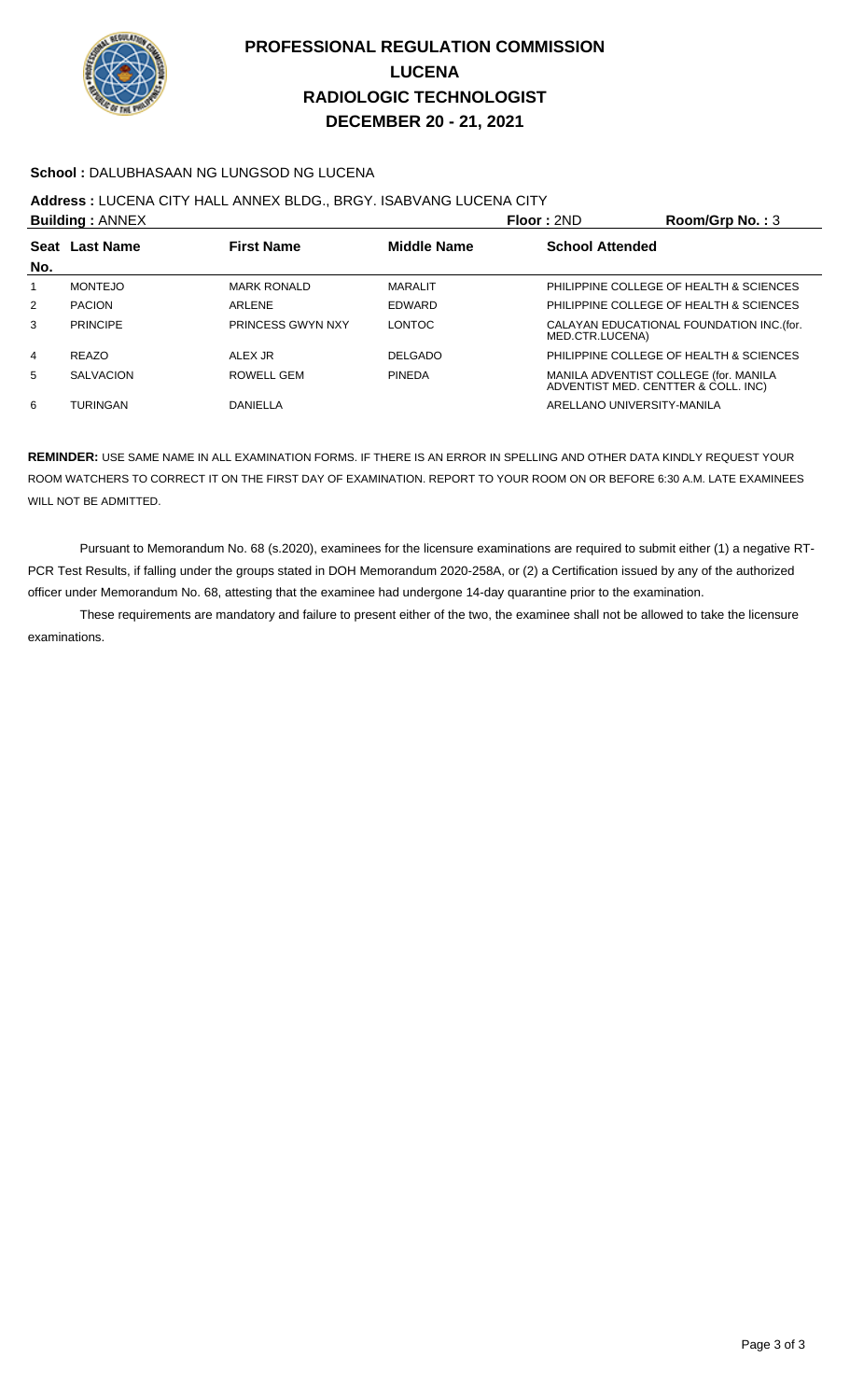# PROFESSIONAL REGULATION COMMISSION
## LUCENA
## RADIOLOGIC TECHNOLOGIST
## DECEMBER 20 - 21, 2021

**School :** DALUBHASAAN NG LUNGSOD NG LUCENA

**Address :** LUCENA CITY HALL ANNEX BLDG., BRGY. ISABVANG LUCENA CITY

**Building :** ANNEX **Floor :** 2ND **Room/Grp No. :** 3

| Seat No. | Last Name | First Name | Middle Name | School Attended |
|---|---|---|---|---|
| 1 | MONTEJO | MARK RONALD | MARALIT | PHILIPPINE COLLEGE OF HEALTH & SCIENCES |
| 2 | PACION | ARLENE | EDWARD | PHILIPPINE COLLEGE OF HEALTH & SCIENCES |
| 3 | PRINCIPE | PRINCESS GWYN NXY | LONTOC | CALAYAN EDUCATIONAL FOUNDATION INC.(for. MED.CTR.LUCENA) |
| 4 | REAZO | ALEX JR | DELGADO | PHILIPPINE COLLEGE OF HEALTH & SCIENCES |
| 5 | SALVACION | ROWELL GEM | PINEDA | MANILA ADVENTIST COLLEGE (for. MANILA ADVENTIST MED. CENTTER & COLL. INC) |
| 6 | TURINGAN | DANIELLA | | ARELLANO UNIVERSITY-MANILA |

**REMINDER:** USE SAME NAME IN ALL EXAMINATION FORMS. IF THERE IS AN ERROR IN SPELLING AND OTHER DATA KINDLY REQUEST YOUR ROOM WATCHERS TO CORRECT IT ON THE FIRST DAY OF EXAMINATION. REPORT TO YOUR ROOM ON OR BEFORE 6:30 A.M. LATE EXAMINEES WILL NOT BE ADMITTED.

Pursuant to Memorandum No. 68 (s.2020), examinees for the licensure examinations are required to submit either (1) a negative RT-PCR Test Results, if falling under the groups stated in DOH Memorandum 2020-258A, or (2) a Certification issued by any of the authorized officer under Memorandum No. 68, attesting that the examinee had undergone 14-day quarantine prior to the examination.

These requirements are mandatory and failure to present either of the two, the examinee shall not be allowed to take the licensure examinations.